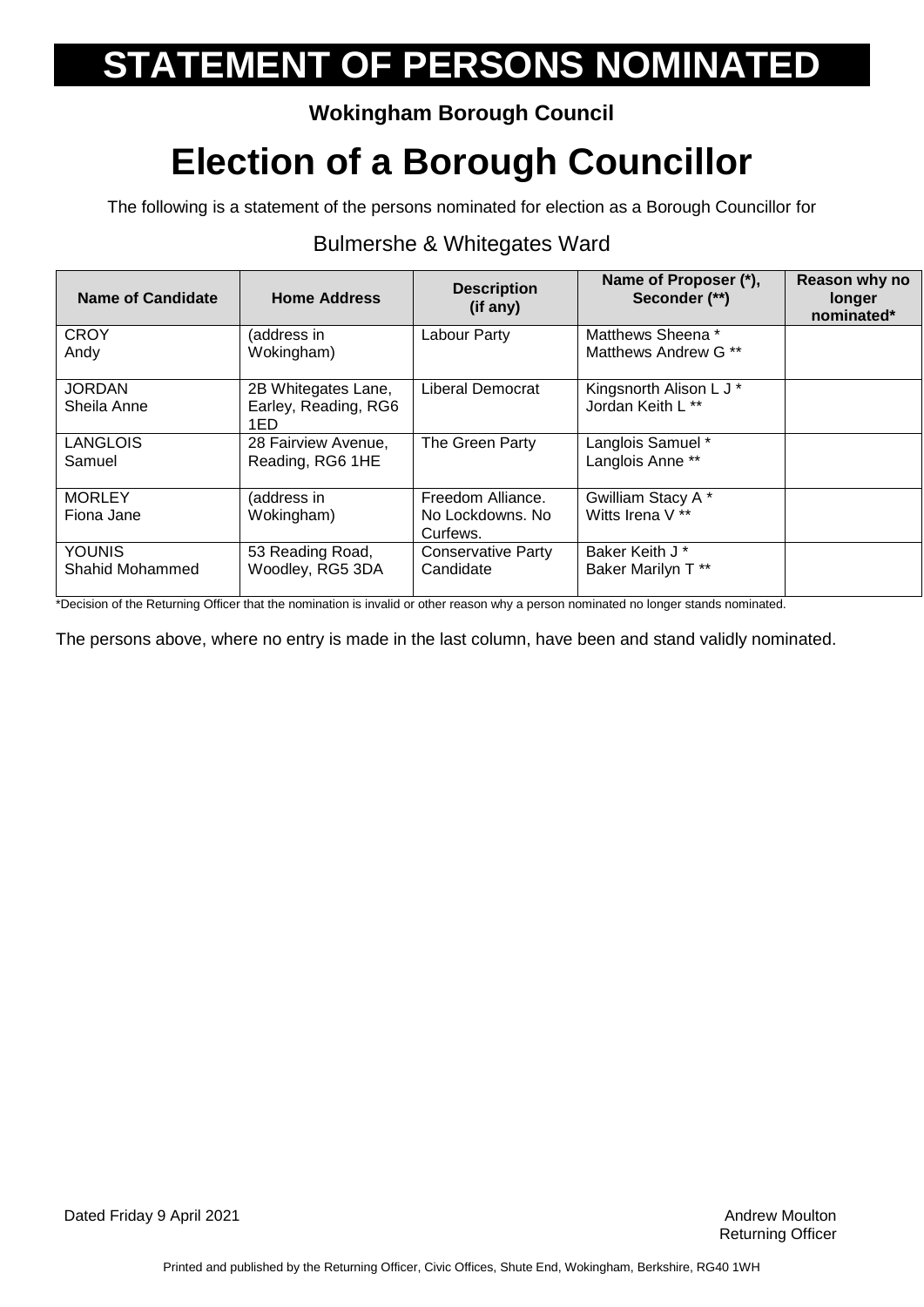# STATEMENT OF PERSONS NOMINATED

**Wokingham Borough Council**

# Election of a Borough Councillor

The following is a statement of the persons nominated for election as a Borough Councillor for

Bulmershe & Whitegates Ward

| Name of Candidate | Home Address | Description (if any) | Name of Proposer (*), Seconder (**) | Reason why no longer nominated* |
|---|---|---|---|---|
| CROY Andy | (address in Wokingham) | Labour Party | Matthews Sheena * Matthews Andrew G ** | |
| JORDAN Sheila Anne | 2B Whitegates Lane, Earley, Reading, RG6 1ED | Liberal Democrat | Kingsnorth Alison L J * Jordan Keith L ** | |
| LANGLOIS Samuel | 28 Fairview Avenue, Reading, RG6 1HE | The Green Party | Langlois Samuel * Langlois Anne ** | |
| MORLEY Fiona Jane | (address in Wokingham) | Freedom Alliance. No Lockdowns. No Curfews. | Gwilliam Stacy A * Witts Irena V ** | |
| YOUNIS Shahid Mohammed | 53 Reading Road, Woodley, RG5 3DA | Conservative Party Candidate | Baker Keith J * Baker Marilyn T ** | |

*Decision of the Returning Officer that the nomination is invalid or other reason why a person nominated no longer stands nominated.

The persons above, where no entry is made in the last column, have been and stand validly nominated.

Dated Friday 9 April 2021

Andrew Moulton
Returning Officer

Printed and published by the Returning Officer, Civic Offices, Shute End, Wokingham, Berkshire, RG40 1WH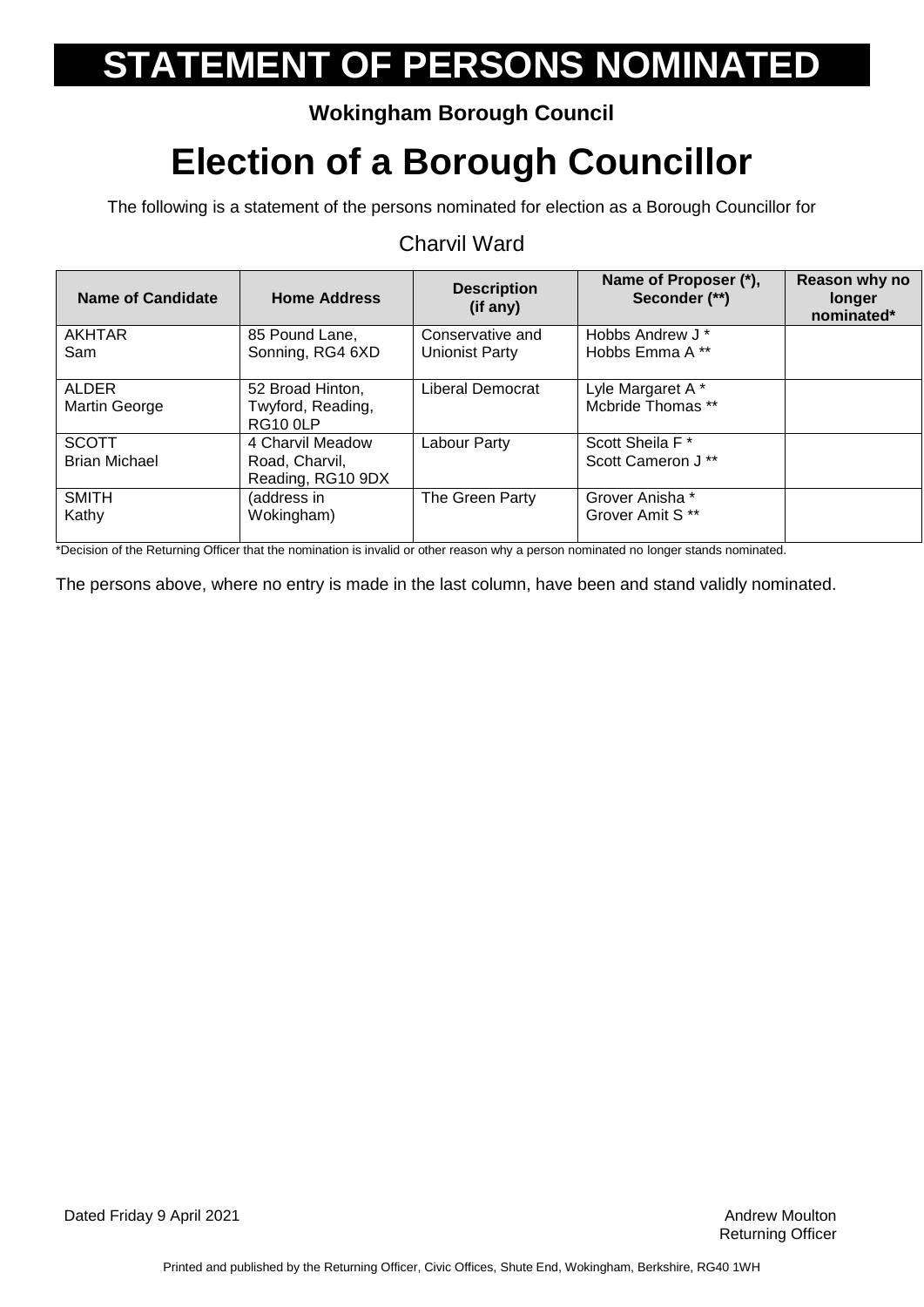# STATEMENT OF PERSONS NOMINATED

**Wokingham Borough Council**

# Election of a Borough Councillor

The following is a statement of the persons nominated for election as a Borough Councillor for

Charvil Ward

| Name of Candidate | Home Address | Description (if any) | Name of Proposer (*), Seconder (**) | Reason why no longer nominated* |
|---|---|---|---|---|
| AKHTAR Sam | 85 Pound Lane, Sonning, RG4 6XD | Conservative and Unionist Party | Hobbs Andrew J * Hobbs Emma A ** | |
| ALDER Martin George | 52 Broad Hinton, Twyford, Reading, RG10 0LP | Liberal Democrat | Lyle Margaret A * Mcbride Thomas ** | |
| SCOTT Brian Michael | 4 Charvil Meadow Road, Charvil, Reading, RG10 9DX | Labour Party | Scott Sheila F * Scott Cameron J ** | |
| SMITH Kathy | (address in Wokingham) | The Green Party | Grover Anisha * Grover Amit S ** | |

*Decision of the Returning Officer that the nomination is invalid or other reason why a person nominated no longer stands nominated.

The persons above, where no entry is made in the last column, have been and stand validly nominated.

Dated Friday 9 April 2021

Andrew Moulton
Returning Officer

Printed and published by the Returning Officer, Civic Offices, Shute End, Wokingham, Berkshire, RG40 1WH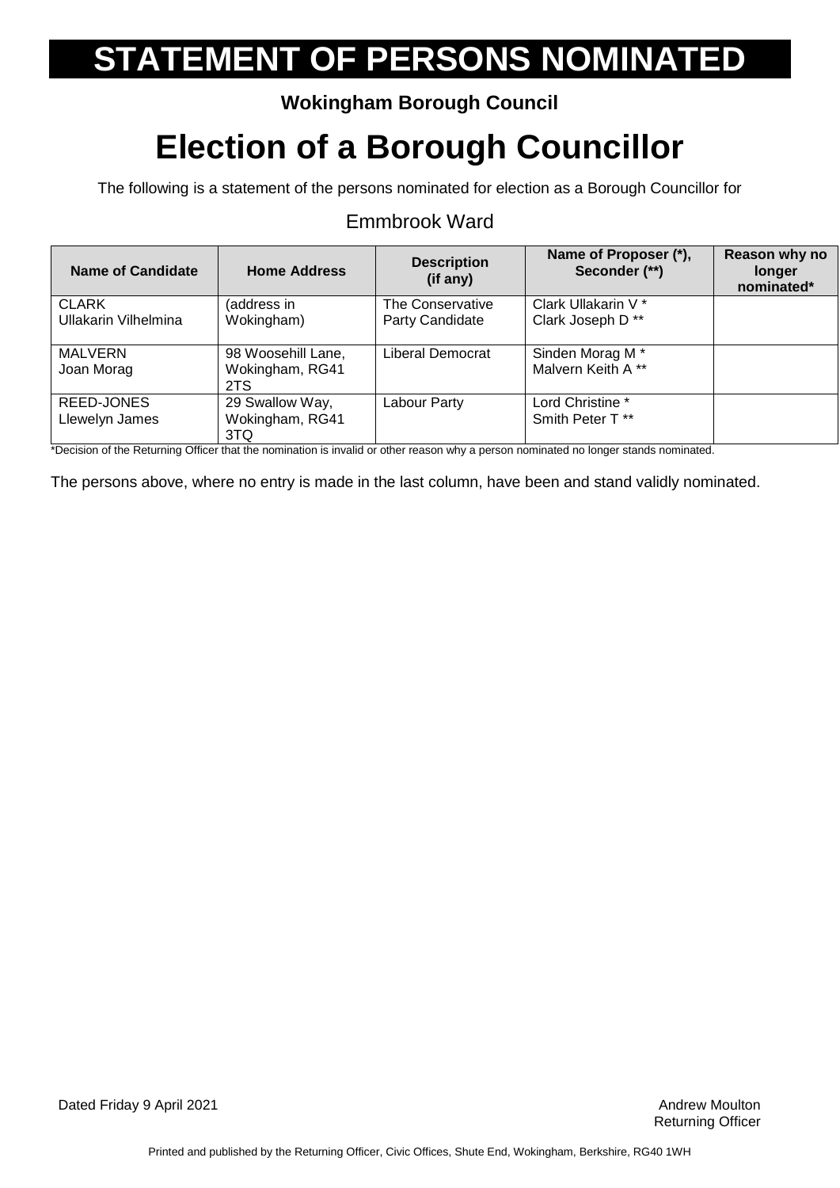# STATEMENT OF PERSONS NOMINATED

**Wokingham Borough Council**

# Election of a Borough Councillor

The following is a statement of the persons nominated for election as a Borough Councillor for

Emmbrook Ward

| Name of Candidate | Home Address | Description (if any) | Name of Proposer (*), Seconder (**) | Reason why no longer nominated* |
|---|---|---|---|---|
| CLARK Ullakarin Vilhelmina | (address in Wokingham) | The Conservative Party Candidate | Clark Ullakarin V * Clark Joseph D ** | |
| MALVERN Joan Morag | 98 Woosehill Lane, Wokingham, RG41 2TS | Liberal Democrat | Sinden Morag M * Malvern Keith A ** | |
| REED-JONES Llewelyn James | 29 Swallow Way, Wokingham, RG41 3TQ | Labour Party | Lord Christine * Smith Peter T ** | |

*Decision of the Returning Officer that the nomination is invalid or other reason why a person nominated no longer stands nominated.

The persons above, where no entry is made in the last column, have been and stand validly nominated.

Dated Friday 9 April 2021

Andrew Moulton
Returning Officer

Printed and published by the Returning Officer, Civic Offices, Shute End, Wokingham, Berkshire, RG40 1WH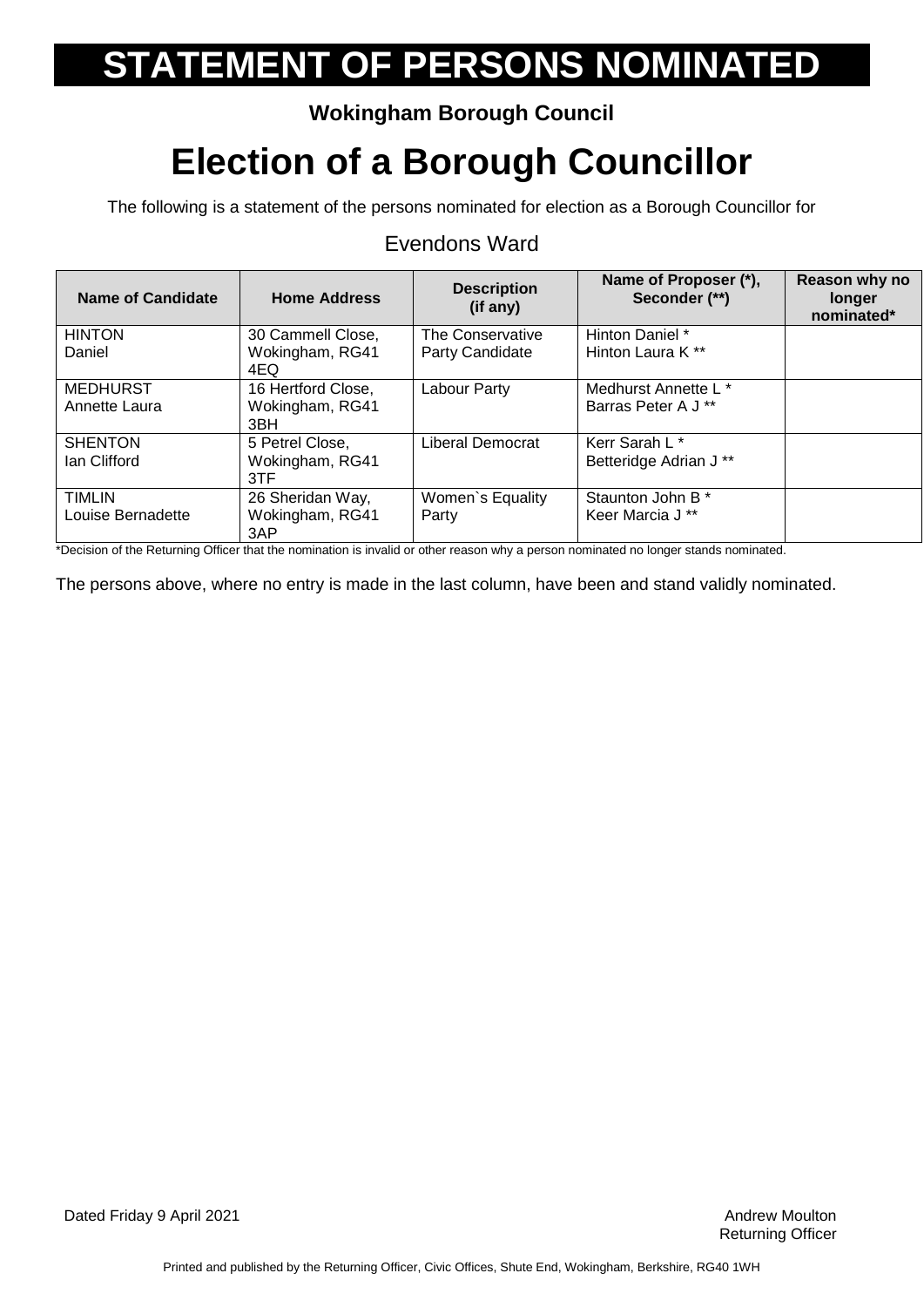# STATEMENT OF PERSONS NOMINATED

**Wokingham Borough Council**

# Election of a Borough Councillor

The following is a statement of the persons nominated for election as a Borough Councillor for

## Evendons Ward

| Name of Candidate | Home Address | Description (if any) | Name of Proposer (*), Seconder (**) | Reason why no longer nominated* |
|---|---|---|---|---|
| HINTON Daniel | 30 Cammell Close, Wokingham, RG41 4EQ | The Conservative Party Candidate | Hinton Daniel * Hinton Laura K ** | |
| MEDHURST Annette Laura | 16 Hertford Close, Wokingham, RG41 3BH | Labour Party | Medhurst Annette L * Barras Peter A J ** | |
| SHENTON Ian Clifford | 5 Petrel Close, Wokingham, RG41 3TF | Liberal Democrat | Kerr Sarah L * Betteridge Adrian J ** | |
| TIMLIN Louise Bernadette | 26 Sheridan Way, Wokingham, RG41 3AP | Women`s Equality Party | Staunton John B * Keer Marcia J ** | |

*Decision of the Returning Officer that the nomination is invalid or other reason why a person nominated no longer stands nominated.

The persons above, where no entry is made in the last column, have been and stand validly nominated.

Dated Friday 9 April 2021

Andrew Moulton
Returning Officer

Printed and published by the Returning Officer, Civic Offices, Shute End, Wokingham, Berkshire, RG40 1WH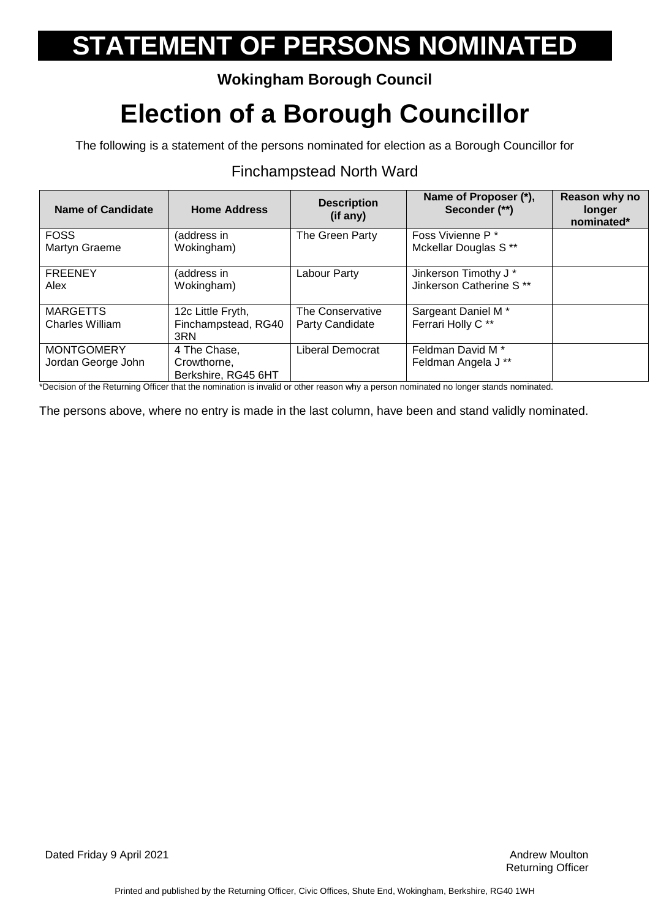# STATEMENT OF PERSONS NOMINATED

**Wokingham Borough Council**

# Election of a Borough Councillor

The following is a statement of the persons nominated for election as a Borough Councillor for

## Finchampstead North Ward

| Name of Candidate | Home Address | Description (if any) | Name of Proposer (*), Seconder (**) | Reason why no longer nominated* |
|---|---|---|---|---|
| FOSS Martyn Graeme | (address in Wokingham) | The Green Party | Foss Vivienne P * Mckellar Douglas S ** | |
| FREENEY Alex | (address in Wokingham) | Labour Party | Jinkerson Timothy J * Jinkerson Catherine S ** | |
| MARGETTS Charles William | 12c Little Fryth, Finchampstead, RG40 3RN | The Conservative Party Candidate | Sargeant Daniel M * Ferrari Holly C ** | |
| MONTGOMERY Jordan George John | 4 The Chase, Crowthorne, Berkshire, RG45 6HT | Liberal Democrat | Feldman David M * Feldman Angela J ** | |

*Decision of the Returning Officer that the nomination is invalid or other reason why a person nominated no longer stands nominated.

The persons above, where no entry is made in the last column, have been and stand validly nominated.

Dated Friday 9 April 2021

Andrew Moulton
Returning Officer

Printed and published by the Returning Officer, Civic Offices, Shute End, Wokingham, Berkshire, RG40 1WH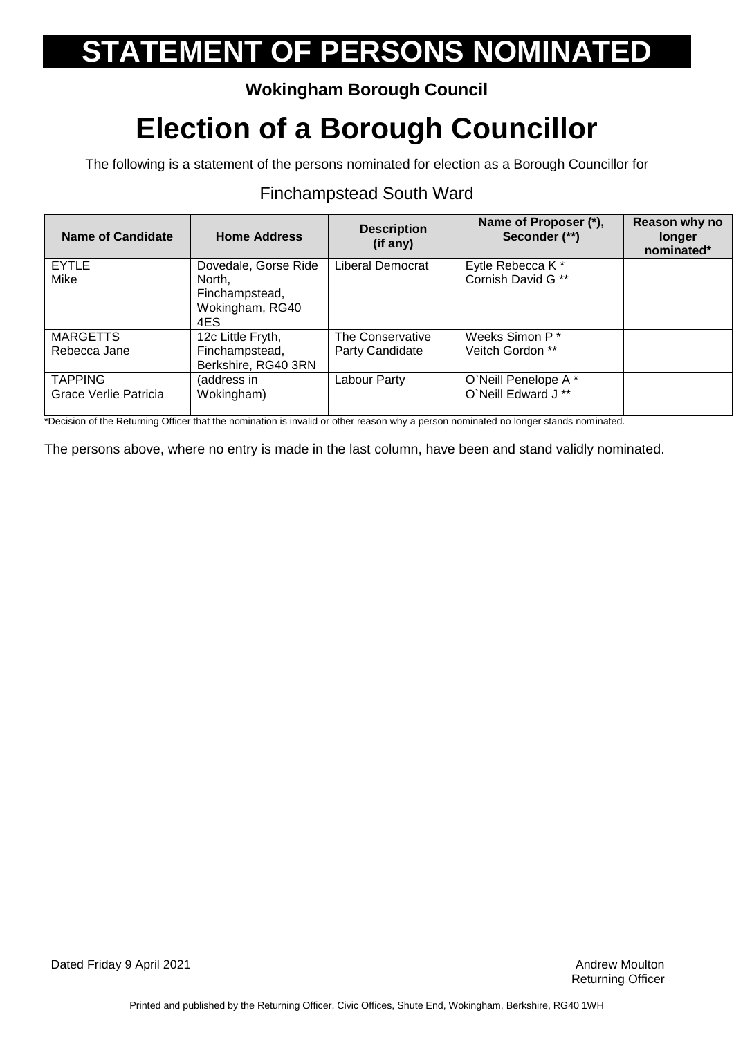# STATEMENT OF PERSONS NOMINATED

**Wokingham Borough Council**

# Election of a Borough Councillor

The following is a statement of the persons nominated for election as a Borough Councillor for

Finchampstead South Ward

| Name of Candidate | Home Address | Description (if any) | Name of Proposer (*), Seconder (**) | Reason why no longer nominated* |
|---|---|---|---|---|
| EYTLE Mike | Dovedale, Gorse Ride North, Finchampstead, Wokingham, RG40 4ES | Liberal Democrat | Eytle Rebecca K * Cornish David G ** | |
| MARGETTS Rebecca Jane | 12c Little Fryth, Finchampstead, Berkshire, RG40 3RN | The Conservative Party Candidate | Weeks Simon P * Veitch Gordon ** | |
| TAPPING Grace Verlie Patricia | (address in Wokingham) | Labour Party | O`Neill Penelope A * O`Neill Edward J ** | |

*Decision of the Returning Officer that the nomination is invalid or other reason why a person nominated no longer stands nominated.

The persons above, where no entry is made in the last column, have been and stand validly nominated.

Dated Friday 9 April 2021

Andrew Moulton
Returning Officer

Printed and published by the Returning Officer, Civic Offices, Shute End, Wokingham, Berkshire, RG40 1WH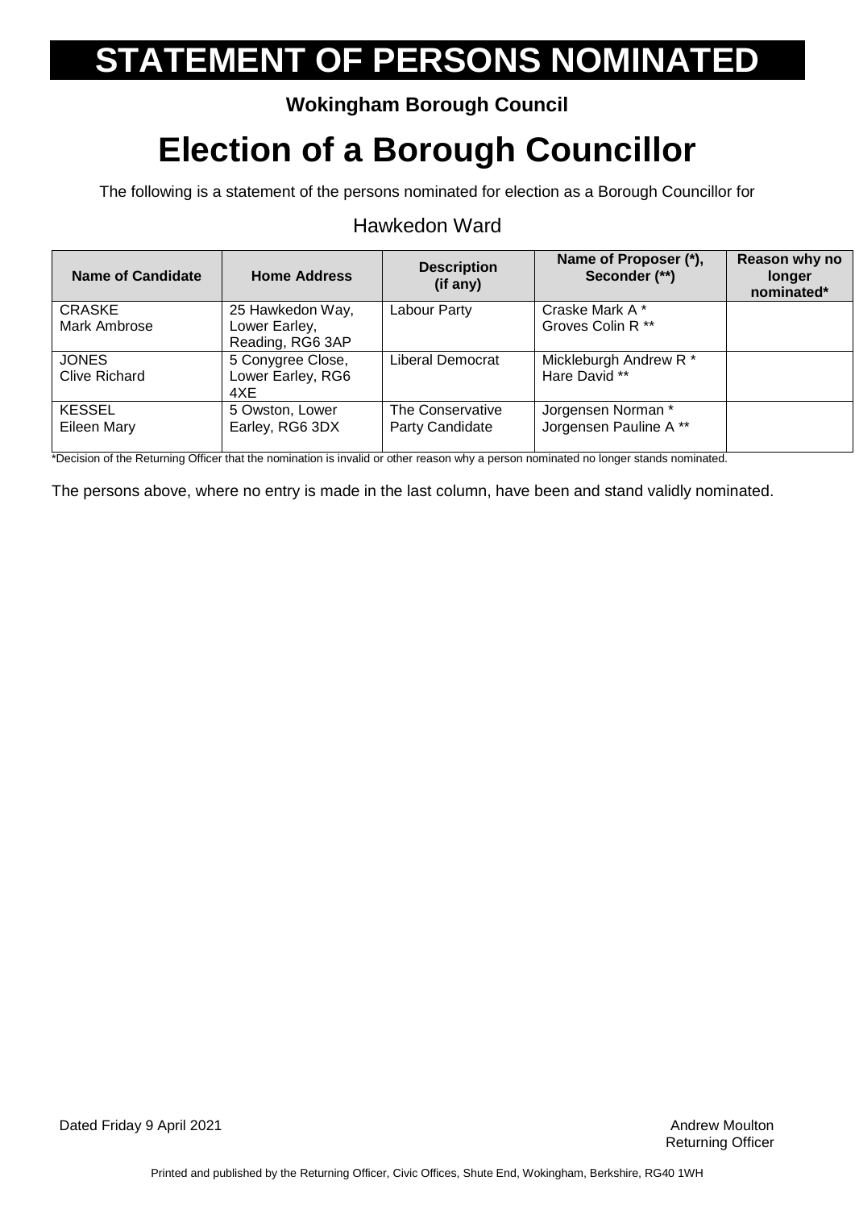# STATEMENT OF PERSONS NOMINATED

**Wokingham Borough Council**

# Election of a Borough Councillor

The following is a statement of the persons nominated for election as a Borough Councillor for

Hawkedon Ward

| Name of Candidate | Home Address | Description (if any) | Name of Proposer (*), Seconder (**) | Reason why no longer nominated* |
|---|---|---|---|---|
| CRASKE<br>Mark Ambrose | 25 Hawkedon Way, Lower Earley, Reading, RG6 3AP | Labour Party | Craske Mark A *<br>Groves Colin R ** | |
| JONES<br>Clive Richard | 5 Conygree Close, Lower Earley, RG6 4XE | Liberal Democrat | Mickleburgh Andrew R *<br>Hare David ** | |
| KESSEL<br>Eileen Mary | 5 Owston, Lower Earley, RG6 3DX | The Conservative Party Candidate | Jorgensen Norman *<br>Jorgensen Pauline A ** | |

*Decision of the Returning Officer that the nomination is invalid or other reason why a person nominated no longer stands nominated.

The persons above, where no entry is made in the last column, have been and stand validly nominated.

Dated Friday 9 April 2021

Andrew Moulton
Returning Officer

Printed and published by the Returning Officer, Civic Offices, Shute End, Wokingham, Berkshire, RG40 1WH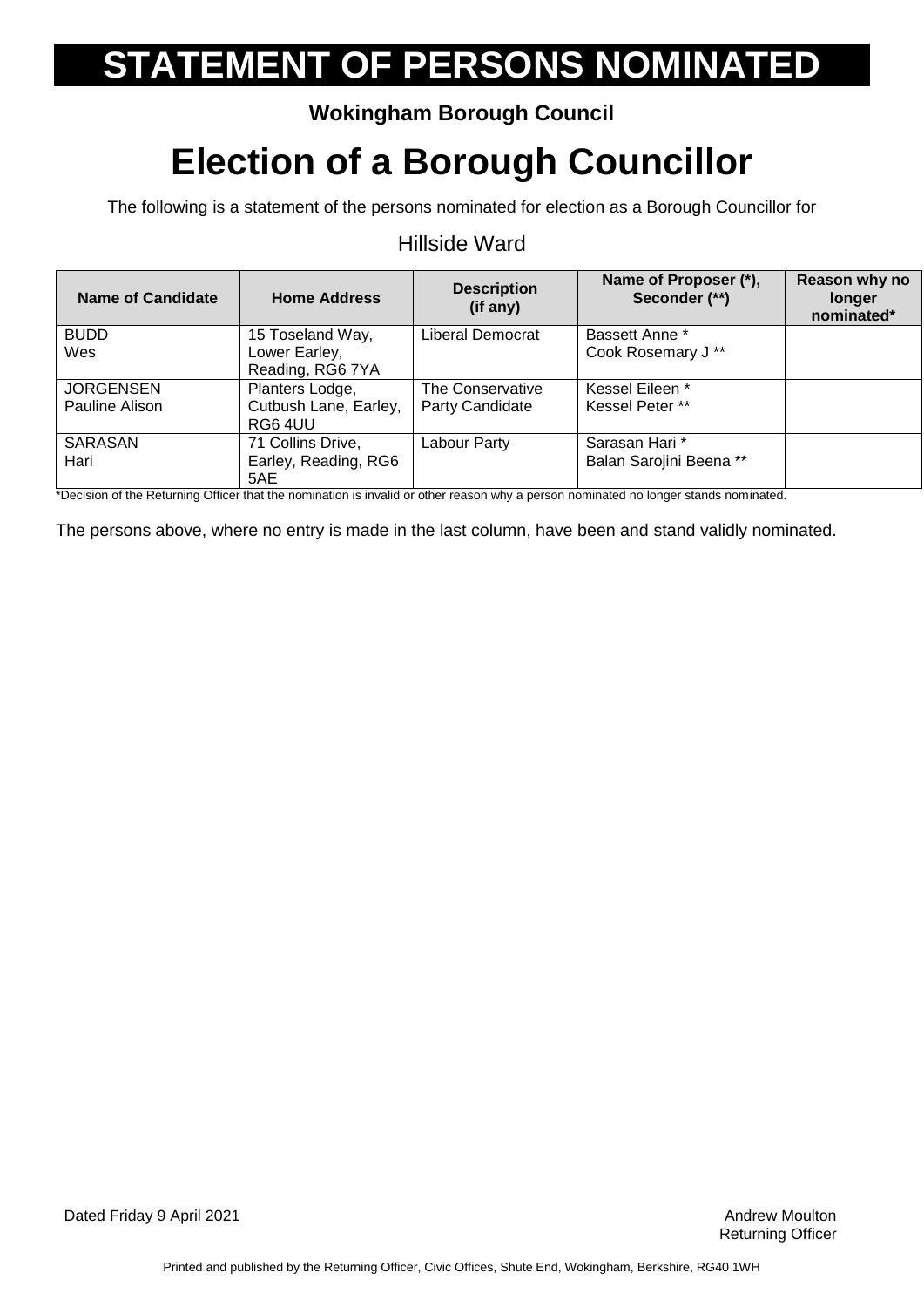# STATEMENT OF PERSONS NOMINATED

**Wokingham Borough Council**

# Election of a Borough Councillor

The following is a statement of the persons nominated for election as a Borough Councillor for

Hillside Ward

| Name of Candidate | Home Address | Description (if any) | Name of Proposer (*), Seconder (**) | Reason why no longer nominated* |
|---|---|---|---|---|
| BUDD Wes | 15 Toseland Way, Lower Earley, Reading, RG6 7YA | Liberal Democrat | Bassett Anne * Cook Rosemary J ** | |
| JORGENSEN Pauline Alison | Planters Lodge, Cutbush Lane, Earley, RG6 4UU | The Conservative Party Candidate | Kessel Eileen * Kessel Peter ** | |
| SARASAN Hari | 71 Collins Drive, Earley, Reading, RG6 5AE | Labour Party | Sarasan Hari * Balan Sarojini Beena ** | |

*Decision of the Returning Officer that the nomination is invalid or other reason why a person nominated no longer stands nominated.

The persons above, where no entry is made in the last column, have been and stand validly nominated.

Dated Friday 9 April 2021

Andrew Moulton
Returning Officer

Printed and published by the Returning Officer, Civic Offices, Shute End, Wokingham, Berkshire, RG40 1WH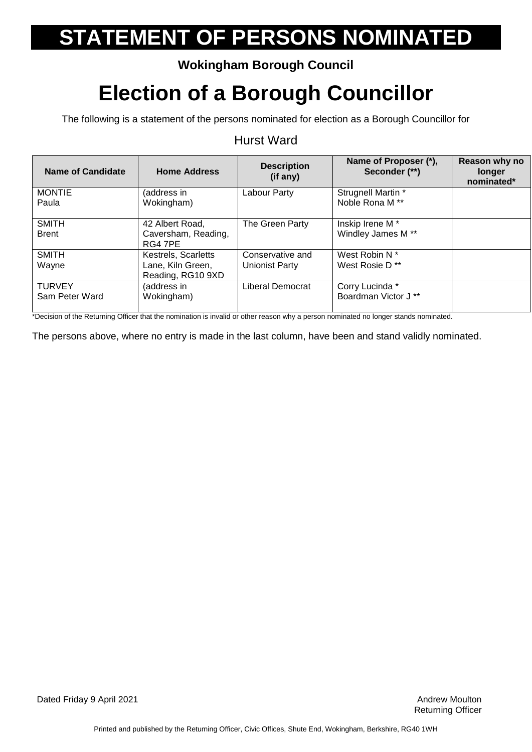# STATEMENT OF PERSONS NOMINATED

**Wokingham Borough Council**

# Election of a Borough Councillor

The following is a statement of the persons nominated for election as a Borough Councillor for

## Hurst Ward

| Name of Candidate | Home Address | Description (if any) | Name of Proposer (*), Seconder (**) | Reason why no longer nominated* |
|---|---|---|---|---|
| MONTIE<br>Paula | (address in Wokingham) | Labour Party | Strugnell Martin *<br>Noble Rona M ** | |
| SMITH<br>Brent | 42 Albert Road, Caversham, Reading, RG4 7PE | The Green Party | Inskip Irene M *<br>Windley James M ** | |
| SMITH<br>Wayne | Kestrels, Scarletts Lane, Kiln Green, Reading, RG10 9XD | Conservative and Unionist Party | West Robin N *<br>West Rosie D ** | |
| TURVEY<br>Sam Peter Ward | (address in Wokingham) | Liberal Democrat | Corry Lucinda *<br>Boardman Victor J ** | |

*Decision of the Returning Officer that the nomination is invalid or other reason why a person nominated no longer stands nominated.

The persons above, where no entry is made in the last column, have been and stand validly nominated.

Dated Friday 9 April 2021

Andrew Moulton
Returning Officer

Printed and published by the Returning Officer, Civic Offices, Shute End, Wokingham, Berkshire, RG40 1WH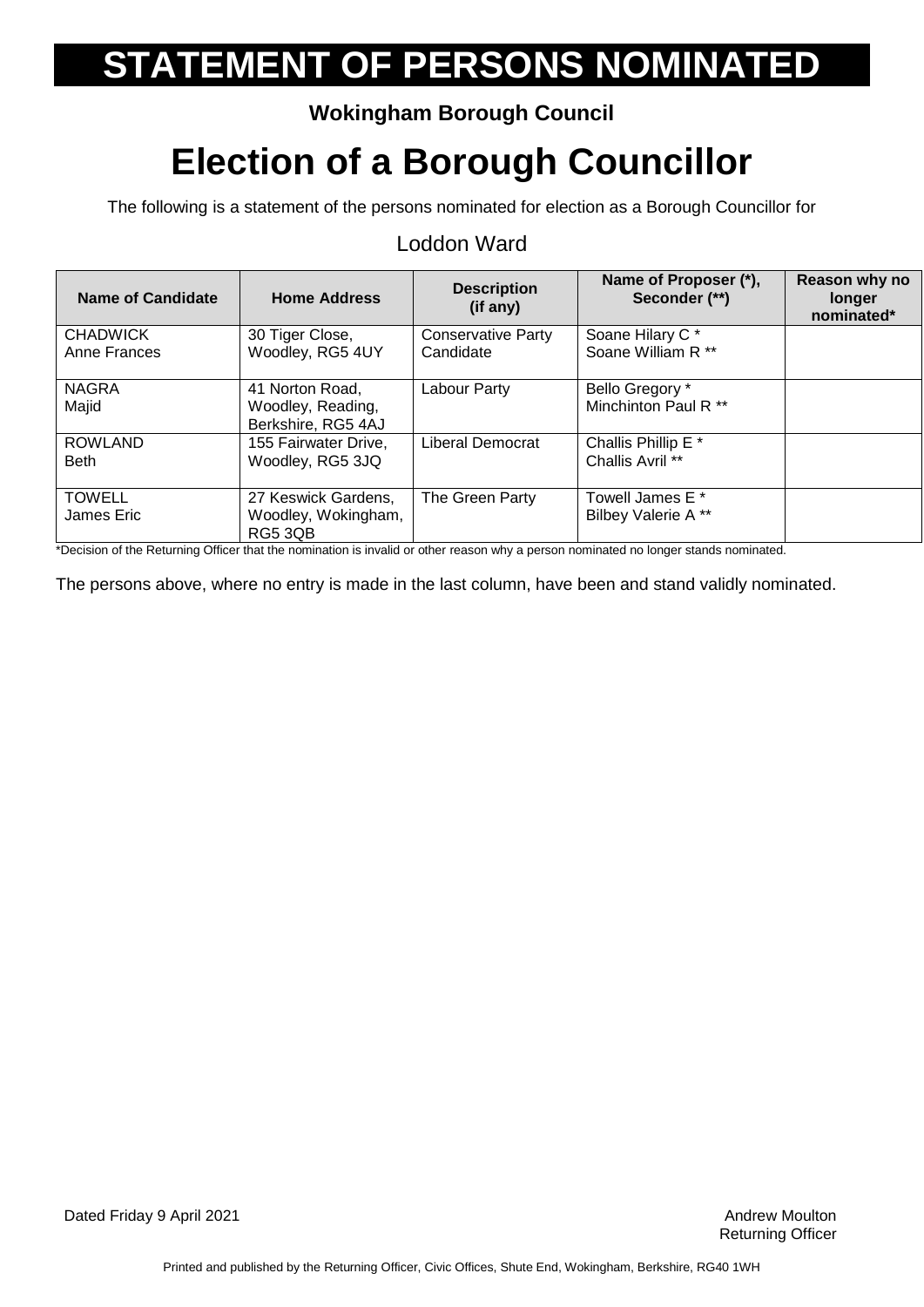# STATEMENT OF PERSONS NOMINATED

**Wokingham Borough Council**

# Election of a Borough Councillor

The following is a statement of the persons nominated for election as a Borough Councillor for

Loddon Ward

| Name of Candidate | Home Address | Description (if any) | Name of Proposer (*), Seconder (**) | Reason why no longer nominated* |
|---|---|---|---|---|
| CHADWICK<br>Anne Frances | 30 Tiger Close, Woodley, RG5 4UY | Conservative Party Candidate | Soane Hilary C *<br>Soane William R ** | |
| NAGRA<br>Majid | 41 Norton Road, Woodley, Reading, Berkshire, RG5 4AJ | Labour Party | Bello Gregory *<br>Minchinton Paul R ** | |
| ROWLAND<br>Beth | 155 Fairwater Drive, Woodley, RG5 3JQ | Liberal Democrat | Challis Phillip E *<br>Challis Avril ** | |
| TOWELL<br>James Eric | 27 Keswick Gardens, Woodley, Wokingham, RG5 3QB | The Green Party | Towell James E *<br>Bilbey Valerie A ** | |

*Decision of the Returning Officer that the nomination is invalid or other reason why a person nominated no longer stands nominated.

The persons above, where no entry is made in the last column, have been and stand validly nominated.

Dated Friday 9 April 2021

Andrew Moulton
Returning Officer

Printed and published by the Returning Officer, Civic Offices, Shute End, Wokingham, Berkshire, RG40 1WH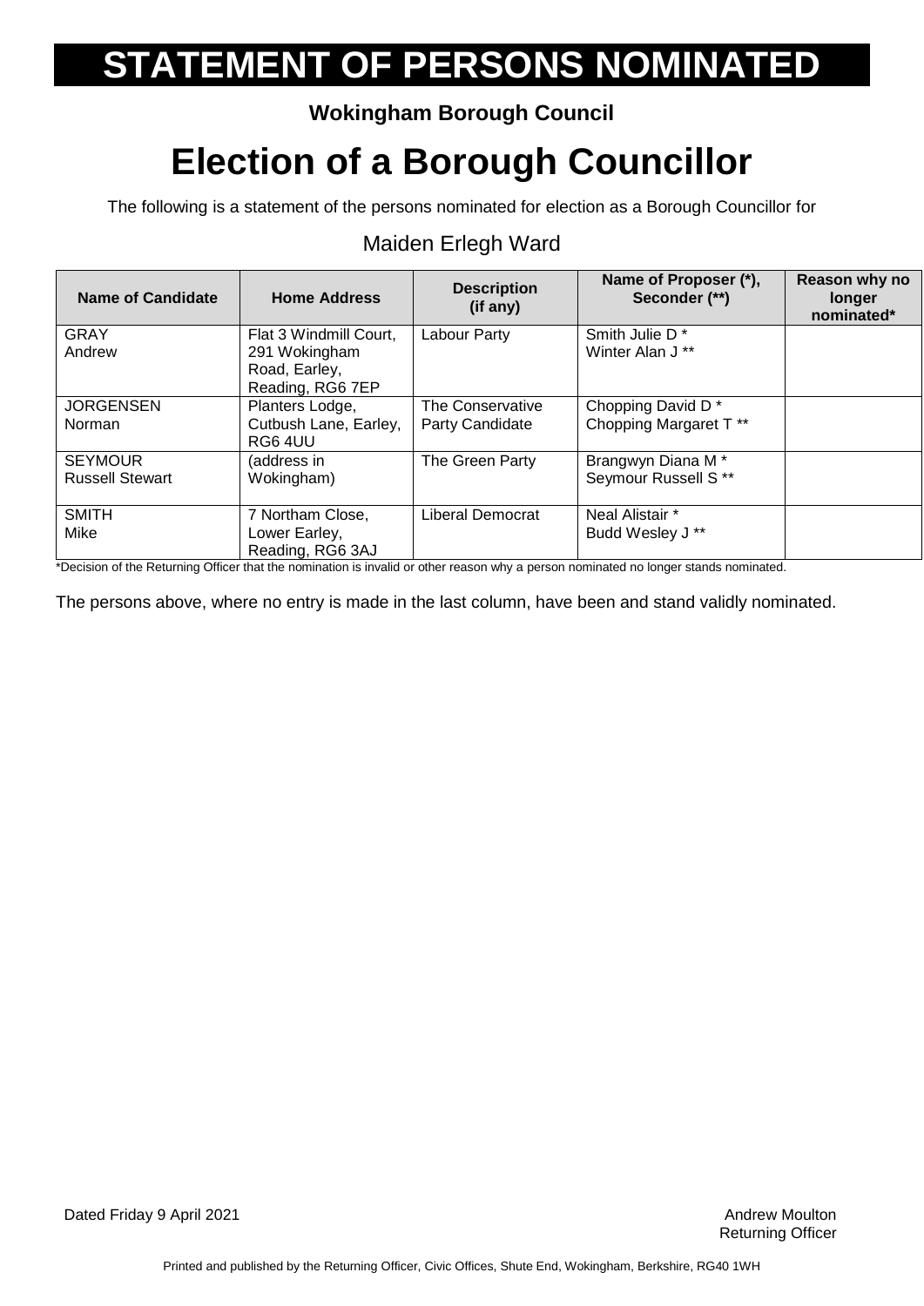# STATEMENT OF PERSONS NOMINATED

**Wokingham Borough Council**

# Election of a Borough Councillor

The following is a statement of the persons nominated for election as a Borough Councillor for

## Maiden Erlegh Ward

| Name of Candidate | Home Address | Description (if any) | Name of Proposer (*), Seconder (**) | Reason why no longer nominated* |
|---|---|---|---|---|
| GRAY Andrew | Flat 3 Windmill Court, 291 Wokingham Road, Earley, Reading, RG6 7EP | Labour Party | Smith Julie D * Winter Alan J ** | |
| JORGENSEN Norman | Planters Lodge, Cutbush Lane, Earley, RG6 4UU | The Conservative Party Candidate | Chopping David D * Chopping Margaret T ** | |
| SEYMOUR Russell Stewart | (address in Wokingham) | The Green Party | Brangwyn Diana M * Seymour Russell S ** | |
| SMITH Mike | 7 Northam Close, Lower Earley, Reading, RG6 3AJ | Liberal Democrat | Neal Alistair * Budd Wesley J ** | |

*Decision of the Returning Officer that the nomination is invalid or other reason why a person nominated no longer stands nominated.

The persons above, where no entry is made in the last column, have been and stand validly nominated.

Dated Friday 9 April 2021

Andrew Moulton
Returning Officer

Printed and published by the Returning Officer, Civic Offices, Shute End, Wokingham, Berkshire, RG40 1WH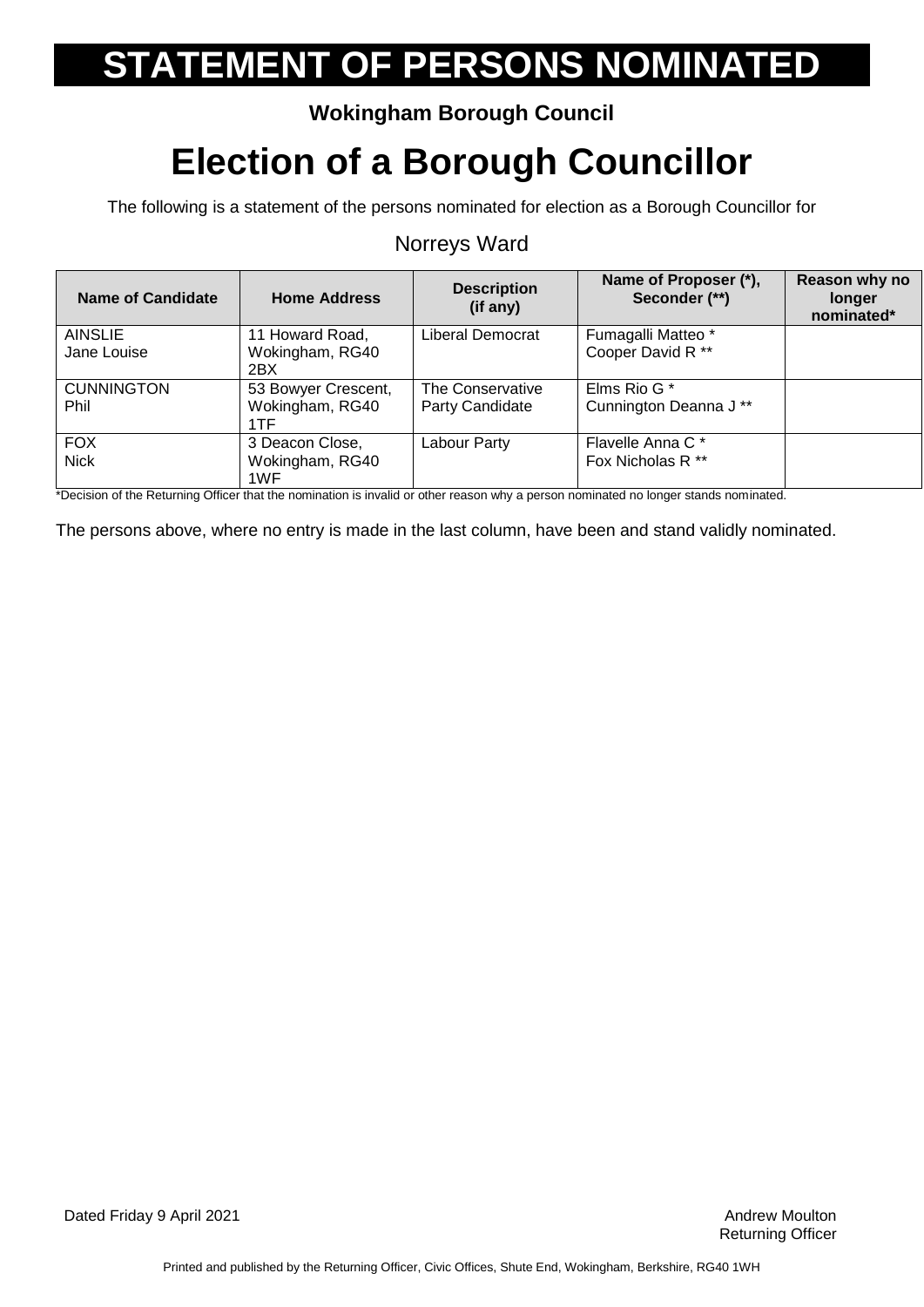# STATEMENT OF PERSONS NOMINATED

**Wokingham Borough Council**

# Election of a Borough Councillor

The following is a statement of the persons nominated for election as a Borough Councillor for

## Norreys Ward

| Name of Candidate | Home Address | Description (if any) | Name of Proposer (*), Seconder (**) | Reason why no longer nominated* |
|---|---|---|---|---|
| AINSLIE<br>Jane Louise | 11 Howard Road, Wokingham, RG40 2BX | Liberal Democrat | Fumagalli Matteo *<br>Cooper David R ** | |
| CUNNINGTON<br>Phil | 53 Bowyer Crescent, Wokingham, RG40 1TF | The Conservative Party Candidate | Elms Rio G *<br>Cunnington Deanna J ** | |
| FOX<br>Nick | 3 Deacon Close, Wokingham, RG40 1WF | Labour Party | Flavelle Anna C *<br>Fox Nicholas R ** | |

*Decision of the Returning Officer that the nomination is invalid or other reason why a person nominated no longer stands nominated.

The persons above, where no entry is made in the last column, have been and stand validly nominated.

Dated Friday 9 April 2021

Andrew Moulton
Returning Officer

Printed and published by the Returning Officer, Civic Offices, Shute End, Wokingham, Berkshire, RG40 1WH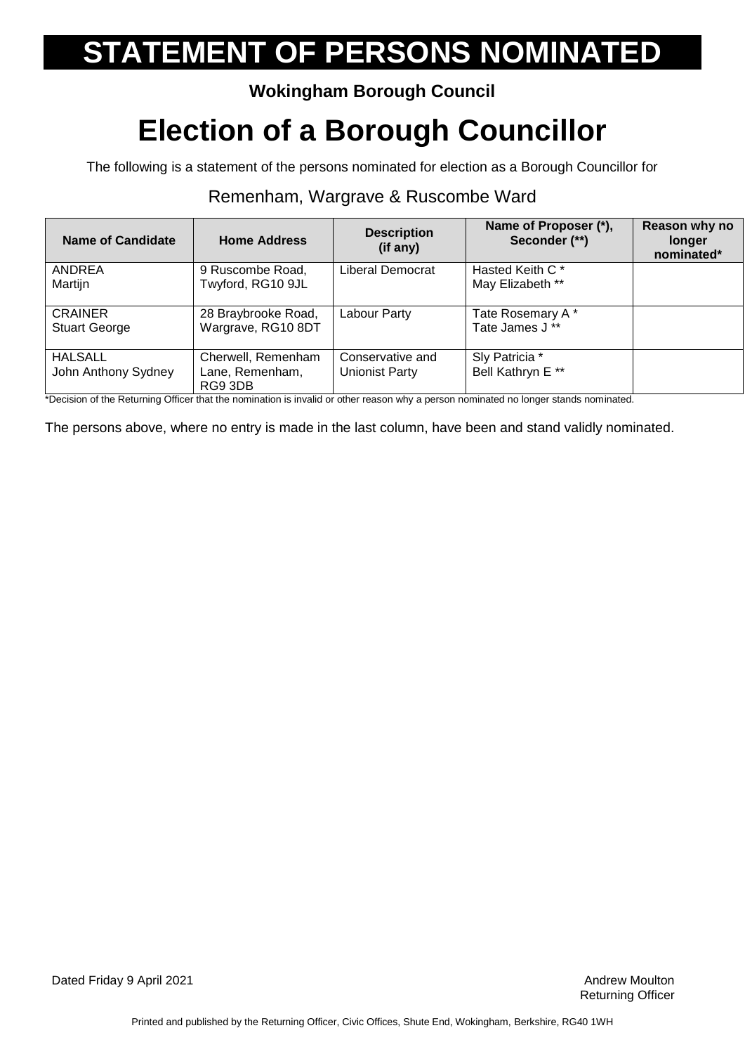# STATEMENT OF PERSONS NOMINATED

**Wokingham Borough Council**

# Election of a Borough Councillor

The following is a statement of the persons nominated for election as a Borough Councillor for

## Remenham, Wargrave & Ruscombe Ward

| Name of Candidate | Home Address | Description (if any) | Name of Proposer (*), Seconder (**) | Reason why no longer nominated* |
|---|---|---|---|---|
| ANDREA Martijn | 9 Ruscombe Road, Twyford, RG10 9JL | Liberal Democrat | Hasted Keith C * May Elizabeth ** | |
| CRAINER Stuart George | 28 Braybrooke Road, Wargrave, RG10 8DT | Labour Party | Tate Rosemary A * Tate James J ** | |
| HALSALL John Anthony Sydney | Cherwell, Remenham Lane, Remenham, RG9 3DB | Conservative and Unionist Party | Sly Patricia * Bell Kathryn E ** | |

*Decision of the Returning Officer that the nomination is invalid or other reason why a person nominated no longer stands nominated.

The persons above, where no entry is made in the last column, have been and stand validly nominated.

Dated Friday 9 April 2021

Andrew Moulton
Returning Officer

Printed and published by the Returning Officer, Civic Offices, Shute End, Wokingham, Berkshire, RG40 1WH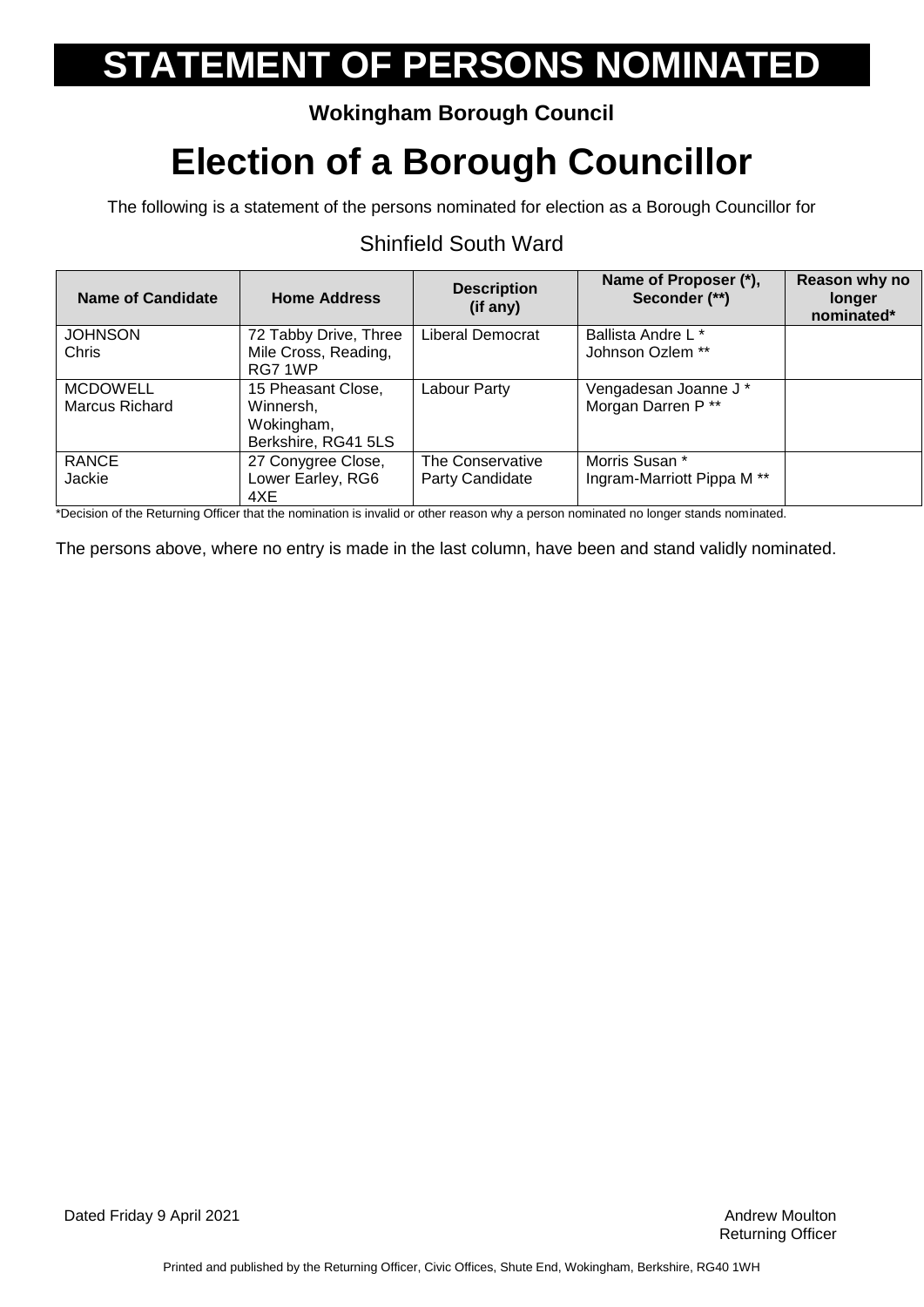# STATEMENT OF PERSONS NOMINATED

**Wokingham Borough Council**

# Election of a Borough Councillor

The following is a statement of the persons nominated for election as a Borough Councillor for

## Shinfield South Ward

| Name of Candidate | Home Address | Description (if any) | Name of Proposer (*), Seconder (**) | Reason why no longer nominated* |
|---|---|---|---|---|
| JOHNSON Chris | 72 Tabby Drive, Three Mile Cross, Reading, RG7 1WP | Liberal Democrat | Ballista Andre L * Johnson Ozlem ** | |
| MCDOWELL Marcus Richard | 15 Pheasant Close, Winnersh, Wokingham, Berkshire, RG41 5LS | Labour Party | Vengadesan Joanne J * Morgan Darren P ** | |
| RANCE Jackie | 27 Conygree Close, Lower Earley, RG6 4XE | The Conservative Party Candidate | Morris Susan * Ingram-Marriott Pippa M ** | |

*Decision of the Returning Officer that the nomination is invalid or other reason why a person nominated no longer stands nominated.

The persons above, where no entry is made in the last column, have been and stand validly nominated.

Dated Friday 9 April 2021

Andrew Moulton
Returning Officer

Printed and published by the Returning Officer, Civic Offices, Shute End, Wokingham, Berkshire, RG40 1WH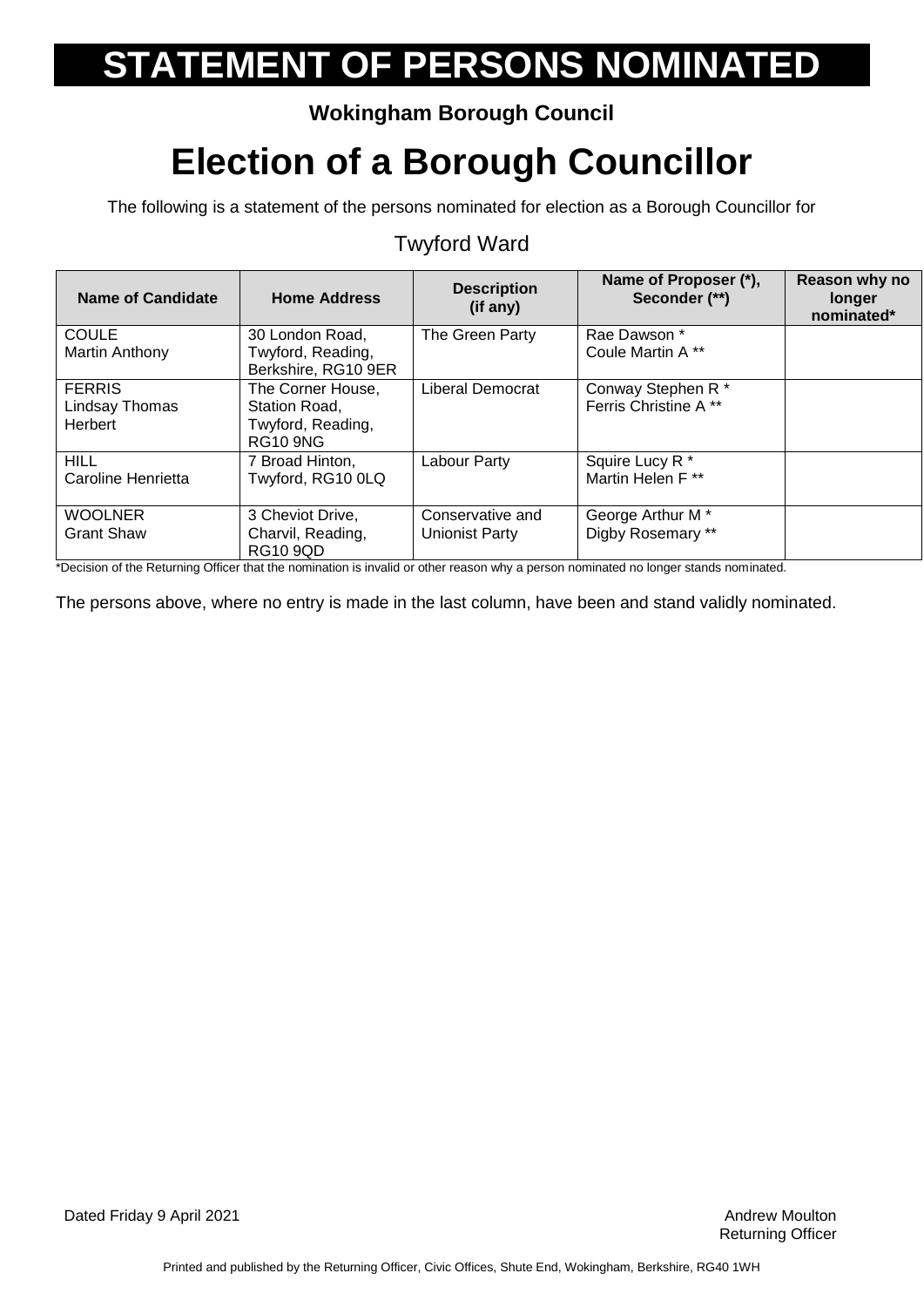# STATEMENT OF PERSONS NOMINATED

**Wokingham Borough Council**

# Election of a Borough Councillor

The following is a statement of the persons nominated for election as a Borough Councillor for

Twyford Ward

| Name of Candidate | Home Address | Description (if any) | Name of Proposer (*), Seconder (**) | Reason why no longer nominated* |
|---|---|---|---|---|
| COULE<br>Martin Anthony | 30 London Road, Twyford, Reading, Berkshire, RG10 9ER | The Green Party | Rae Dawson *<br>Coule Martin A ** | |
| FERRIS<br>Lindsay Thomas Herbert | The Corner House, Station Road, Twyford, Reading, RG10 9NG | Liberal Democrat | Conway Stephen R *<br>Ferris Christine A ** | |
| HILL<br>Caroline Henrietta | 7 Broad Hinton, Twyford, RG10 0LQ | Labour Party | Squire Lucy R *<br>Martin Helen F ** | |
| WOOLNER<br>Grant Shaw | 3 Cheviot Drive, Charvil, Reading, RG10 9QD | Conservative and Unionist Party | George Arthur M *<br>Digby Rosemary ** | |

*Decision of the Returning Officer that the nomination is invalid or other reason why a person nominated no longer stands nominated.

The persons above, where no entry is made in the last column, have been and stand validly nominated.

Dated Friday 9 April 2021

Andrew Moulton
Returning Officer

Printed and published by the Returning Officer, Civic Offices, Shute End, Wokingham, Berkshire, RG40 1WH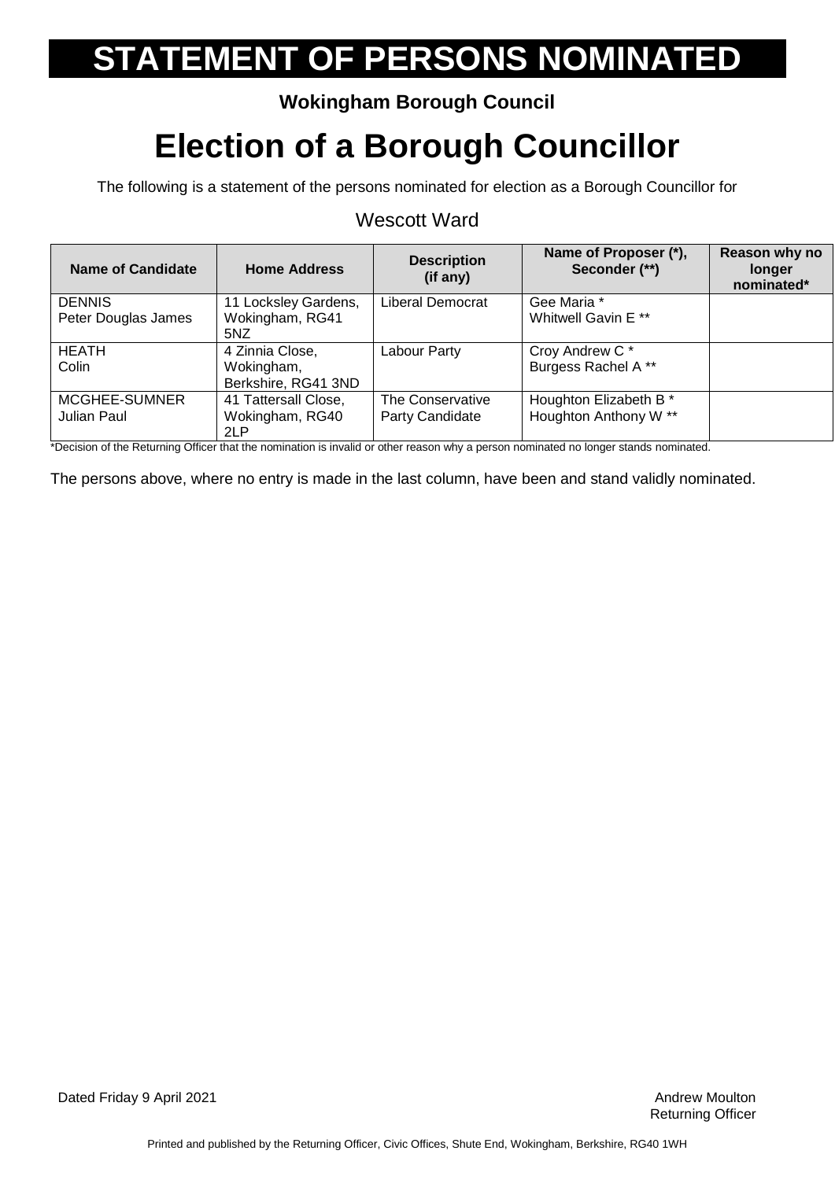# STATEMENT OF PERSONS NOMINATED

**Wokingham Borough Council**

# Election of a Borough Councillor

The following is a statement of the persons nominated for election as a Borough Councillor for

## Wescott Ward

| Name of Candidate | Home Address | Description (if any) | Name of Proposer (*), Seconder (**) | Reason why no longer nominated* |
|---|---|---|---|---|
| DENNIS<br>Peter Douglas James | 11 Locksley Gardens, Wokingham, RG41 5NZ | Liberal Democrat | Gee Maria *<br>Whitwell Gavin E ** | |
| HEATH<br>Colin | 4 Zinnia Close, Wokingham, Berkshire, RG41 3ND | Labour Party | Croy Andrew C *<br>Burgess Rachel A ** | |
| MCGHEE-SUMNER<br>Julian Paul | 41 Tattersall Close, Wokingham, RG40 2LP | The Conservative Party Candidate | Houghton Elizabeth B *<br>Houghton Anthony W ** | |

*Decision of the Returning Officer that the nomination is invalid or other reason why a person nominated no longer stands nominated.

The persons above, where no entry is made in the last column, have been and stand validly nominated.

Dated Friday 9 April 2021

Andrew Moulton
Returning Officer

Printed and published by the Returning Officer, Civic Offices, Shute End, Wokingham, Berkshire, RG40 1WH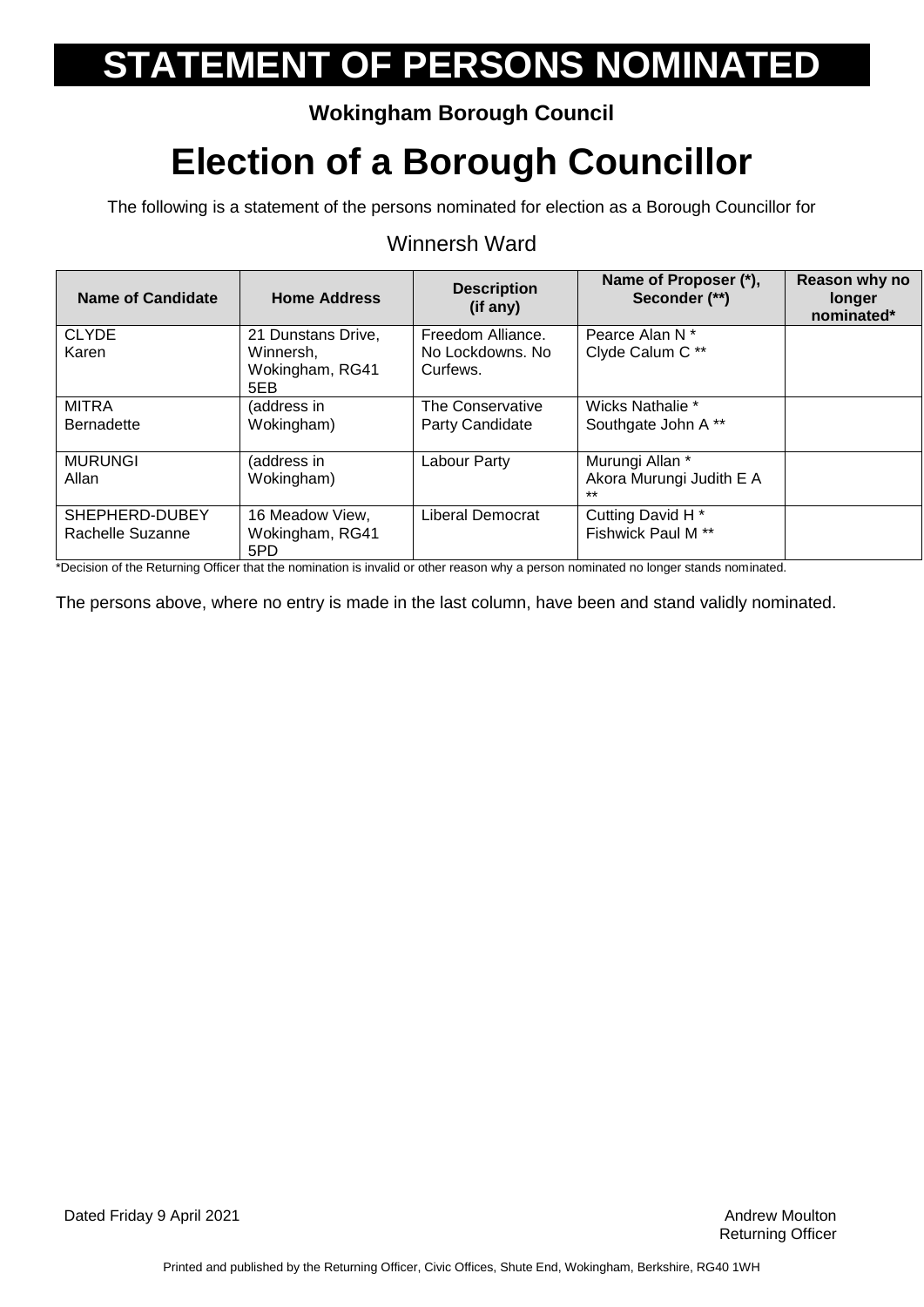# STATEMENT OF PERSONS NOMINATED

**Wokingham Borough Council**

# Election of a Borough Councillor

The following is a statement of the persons nominated for election as a Borough Councillor for

Winnersh Ward

| Name of Candidate | Home Address | Description (if any) | Name of Proposer (*), Seconder (**) | Reason why no longer nominated* |
|---|---|---|---|---|
| CLYDE Karen | 21 Dunstans Drive, Winnersh, Wokingham, RG41 5EB | Freedom Alliance. No Lockdowns. No Curfews. | Pearce Alan N * Clyde Calum C ** | |
| MITRA Bernadette | (address in Wokingham) | The Conservative Party Candidate | Wicks Nathalie * Southgate John A ** | |
| MURUNGI Allan | (address in Wokingham) | Labour Party | Murungi Allan * Akora Murungi Judith E A ** | |
| SHEPHERD-DUBEY Rachelle Suzanne | 16 Meadow View, Wokingham, RG41 5PD | Liberal Democrat | Cutting David H * Fishwick Paul M ** | |

*Decision of the Returning Officer that the nomination is invalid or other reason why a person nominated no longer stands nominated.

The persons above, where no entry is made in the last column, have been and stand validly nominated.

Dated Friday 9 April 2021

Andrew Moulton
Returning Officer

Printed and published by the Returning Officer, Civic Offices, Shute End, Wokingham, Berkshire, RG40 1WH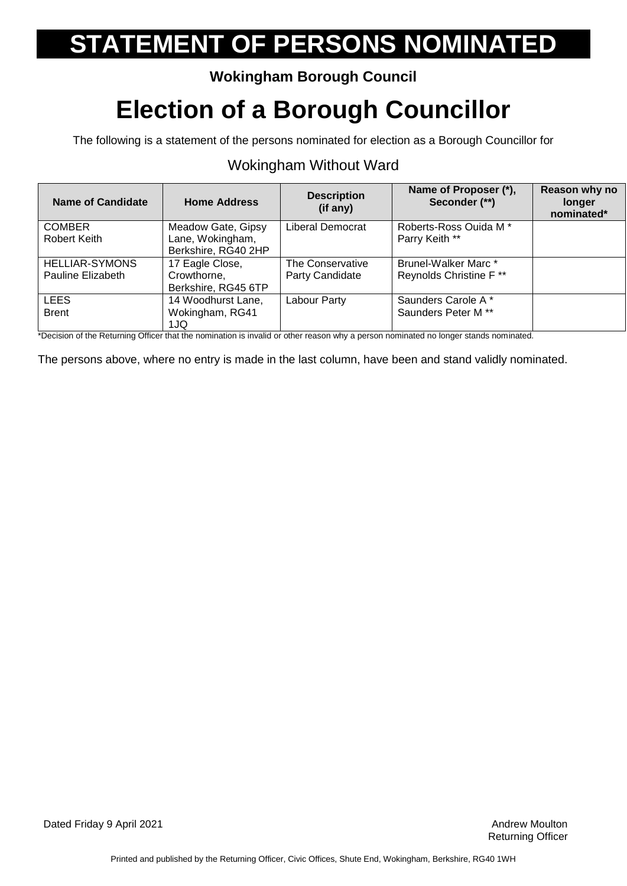# STATEMENT OF PERSONS NOMINATED

**Wokingham Borough Council**

# Election of a Borough Councillor

The following is a statement of the persons nominated for election as a Borough Councillor for

## Wokingham Without Ward

| Name of Candidate | Home Address | Description (if any) | Name of Proposer (*), Seconder (**) | Reason why no longer nominated* |
|---|---|---|---|---|
| COMBER Robert Keith | Meadow Gate, Gipsy Lane, Wokingham, Berkshire, RG40 2HP | Liberal Democrat | Roberts-Ross Ouida M * Parry Keith ** | |
| HELLIAR-SYMONS Pauline Elizabeth | 17 Eagle Close, Crowthorne, Berkshire, RG45 6TP | The Conservative Party Candidate | Brunel-Walker Marc * Reynolds Christine F ** | |
| LEES Brent | 14 Woodhurst Lane, Wokingham, RG41 1JQ | Labour Party | Saunders Carole A * Saunders Peter M ** | |

*Decision of the Returning Officer that the nomination is invalid or other reason why a person nominated no longer stands nominated.

The persons above, where no entry is made in the last column, have been and stand validly nominated.

Dated Friday 9 April 2021

Andrew Moulton
Returning Officer

Printed and published by the Returning Officer, Civic Offices, Shute End, Wokingham, Berkshire, RG40 1WH